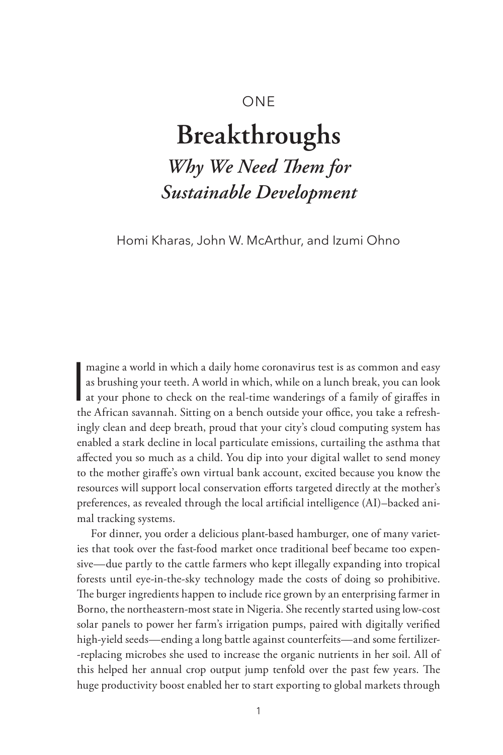ONE

# Breakthroughs

## *Why We Need Them for Sustainable Development*

Homi Kharas, John W. McArthur, and Izumi Ohno

Imagine a world in which a daily home coronavirus test is as common and easy as brushing your teeth. A world in which, while on a lunch break, you can look at your phone to check on the real-time wanderings of a family of giraffes in the African savannah. Sitting on a bench outside your office, you take a refreshingly clean and deep breath, proud that your city's cloud computing system has enabled a stark decline in local particulate emissions, curtailing the asthma that affected you so much as a child. You dip into your digital wallet to send money to the mother giraffe's own virtual bank account, excited because you know the resources will support local conservation efforts targeted directly at the mother's preferences, as revealed through the local artificial intelligence (AI)–backed animal tracking systems.

For dinner, you order a delicious plant-based hamburger, one of many varieties that took over the fast-food market once traditional beef became too expensive—due partly to the cattle farmers who kept illegally expanding into tropical forests until eye-in-the-sky technology made the costs of doing so prohibitive. The burger ingredients happen to include rice grown by an enterprising farmer in Borno, the northeastern-most state in Nigeria. She recently started using low-cost solar panels to power her farm's irrigation pumps, paired with digitally verified high-yield seeds—ending a long battle against counterfeits—and some fertilizer-replacing microbes she used to increase the organic nutrients in her soil. All of this helped her annual crop output jump tenfold over the past few years. The huge productivity boost enabled her to start exporting to global markets through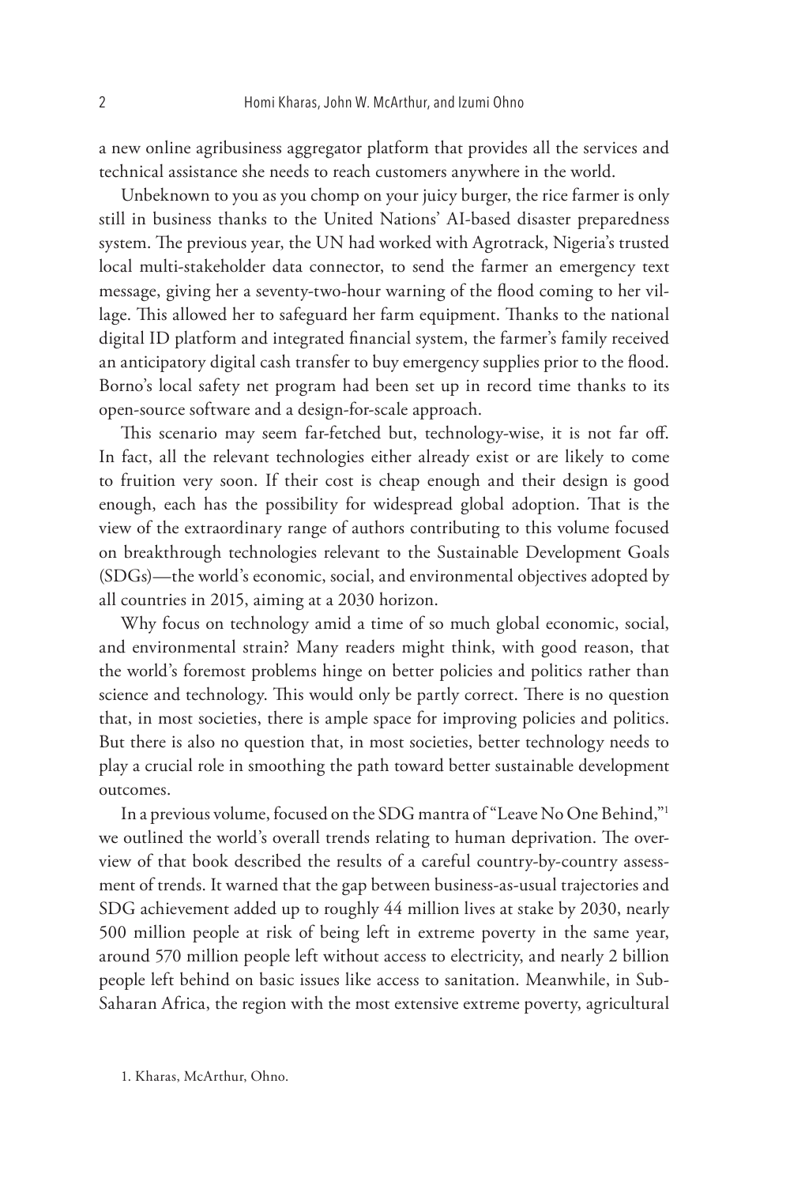a new online agribusiness aggregator platform that provides all the services and technical assistance she needs to reach customers anywhere in the world.

Unbeknown to you as you chomp on your juicy burger, the rice farmer is only still in business thanks to the United Nations' AI-based disaster preparedness system. The previous year, the UN had worked with Agrotrack, Nigeria's trusted local multi-stakeholder data connector, to send the farmer an emergency text message, giving her a seventy-two-hour warning of the flood coming to her village. This allowed her to safeguard her farm equipment. Thanks to the national digital ID platform and integrated financial system, the farmer's family received an anticipatory digital cash transfer to buy emergency supplies prior to the flood. Borno's local safety net program had been set up in record time thanks to its open-source software and a design-for-scale approach.

This scenario may seem far-fetched but, technology-wise, it is not far off. In fact, all the relevant technologies either already exist or are likely to come to fruition very soon. If their cost is cheap enough and their design is good enough, each has the possibility for widespread global adoption. That is the view of the extraordinary range of authors contributing to this volume focused on breakthrough technologies relevant to the Sustainable Development Goals (SDGs)—the world's economic, social, and environmental objectives adopted by all countries in 2015, aiming at a 2030 horizon.

Why focus on technology amid a time of so much global economic, social, and environmental strain? Many readers might think, with good reason, that the world's foremost problems hinge on better policies and politics rather than science and technology. This would only be partly correct. There is no question that, in most societies, there is ample space for improving policies and politics. But there is also no question that, in most societies, better technology needs to play a crucial role in smoothing the path toward better sustainable development outcomes.

In a previous volume, focused on the SDG mantra of "Leave No One Behind,"[1] we outlined the world's overall trends relating to human deprivation. The overview of that book described the results of a careful country-by-country assessment of trends. It warned that the gap between business-as-usual trajectories and SDG achievement added up to roughly 44 million lives at stake by 2030, nearly 500 million people at risk of being left in extreme poverty in the same year, around 570 million people left without access to electricity, and nearly 2 billion people left behind on basic issues like access to sanitation. Meanwhile, in Sub-Saharan Africa, the region with the most extensive extreme poverty, agricultural

1. Kharas, McArthur, Ohno.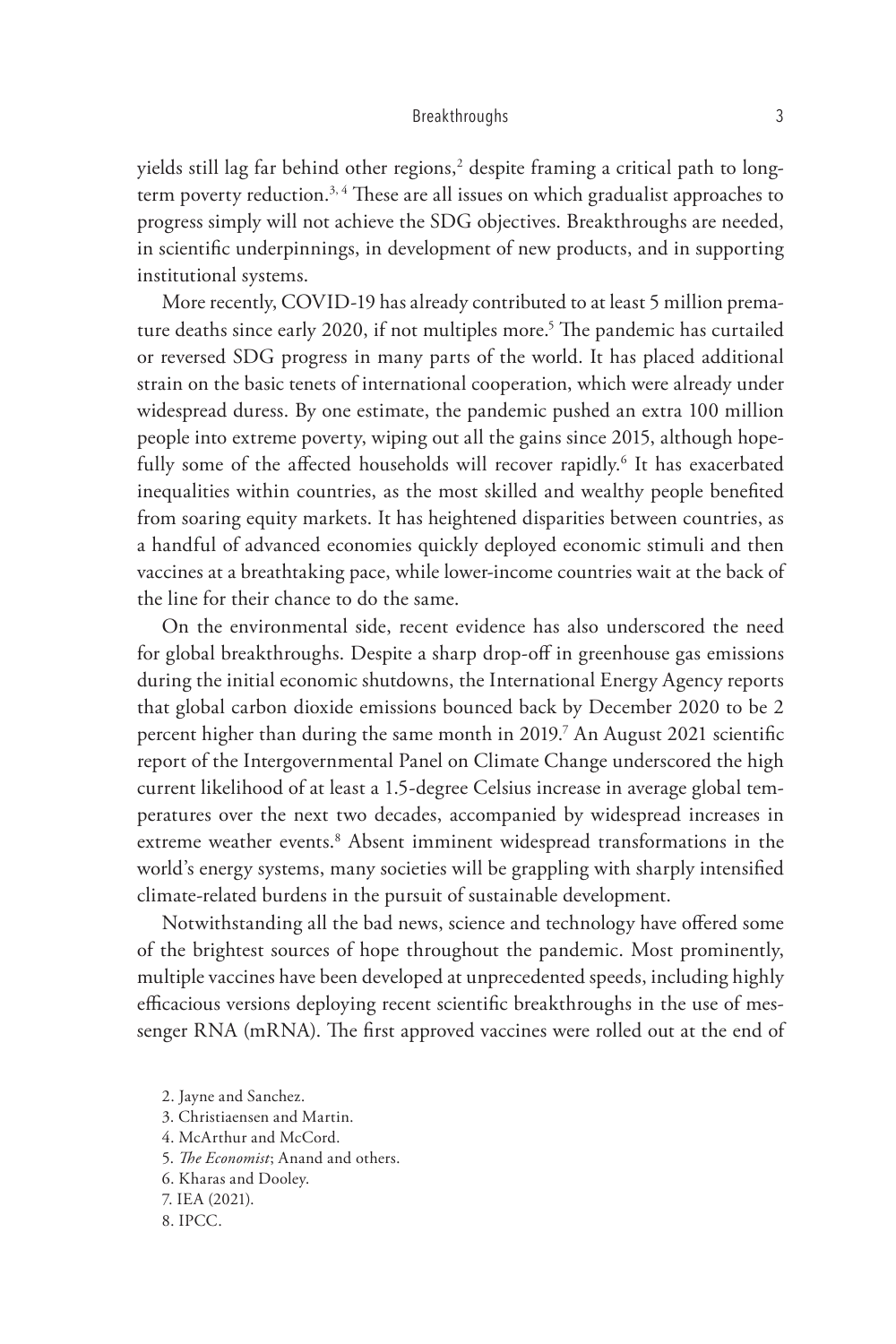yields still lag far behind other regions,[2] despite framing a critical path to long-term poverty reduction.[3,4] These are all issues on which gradualist approaches to progress simply will not achieve the SDG objectives. Breakthroughs are needed, in scientific underpinnings, in development of new products, and in supporting institutional systems.

More recently, COVID-19 has already contributed to at least 5 million premature deaths since early 2020, if not multiples more.[5] The pandemic has curtailed or reversed SDG progress in many parts of the world. It has placed additional strain on the basic tenets of international cooperation, which were already under widespread duress. By one estimate, the pandemic pushed an extra 100 million people into extreme poverty, wiping out all the gains since 2015, although hopefully some of the affected households will recover rapidly.[6] It has exacerbated inequalities within countries, as the most skilled and wealthy people benefited from soaring equity markets. It has heightened disparities between countries, as a handful of advanced economies quickly deployed economic stimuli and then vaccines at a breathtaking pace, while lower-income countries wait at the back of the line for their chance to do the same.

On the environmental side, recent evidence has also underscored the need for global breakthroughs. Despite a sharp drop-off in greenhouse gas emissions during the initial economic shutdowns, the International Energy Agency reports that global carbon dioxide emissions bounced back by December 2020 to be 2 percent higher than during the same month in 2019.[7] An August 2021 scientific report of the Intergovernmental Panel on Climate Change underscored the high current likelihood of at least a 1.5-degree Celsius increase in average global temperatures over the next two decades, accompanied by widespread increases in extreme weather events.[8] Absent imminent widespread transformations in the world's energy systems, many societies will be grappling with sharply intensified climate-related burdens in the pursuit of sustainable development.

Notwithstanding all the bad news, science and technology have offered some of the brightest sources of hope throughout the pandemic. Most prominently, multiple vaccines have been developed at unprecedented speeds, including highly efficacious versions deploying recent scientific breakthroughs in the use of messenger RNA (mRNA). The first approved vaccines were rolled out at the end of

2. Jayne and Sanchez.
3. Christiaensen and Martin.
4. McArthur and McCord.
5. *The Economist*; Anand and others.
6. Kharas and Dooley.
7. IEA (2021).
8. IPCC.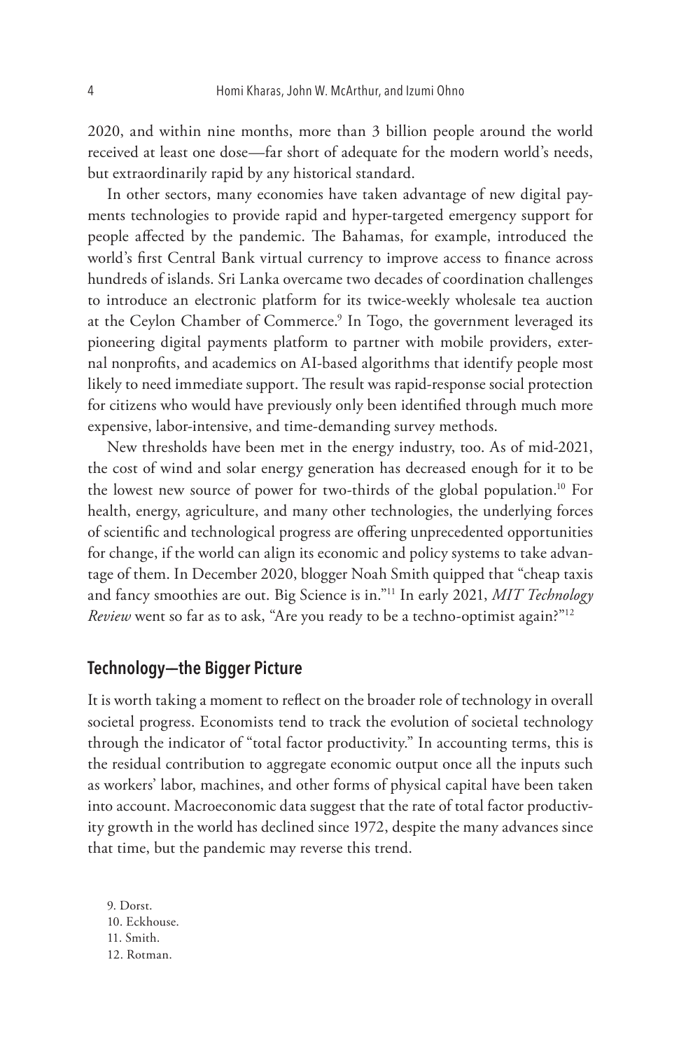2020, and within nine months, more than 3 billion people around the world received at least one dose—far short of adequate for the modern world's needs, but extraordinarily rapid by any historical standard.

In other sectors, many economies have taken advantage of new digital payments technologies to provide rapid and hyper-targeted emergency support for people affected by the pandemic. The Bahamas, for example, introduced the world's first Central Bank virtual currency to improve access to finance across hundreds of islands. Sri Lanka overcame two decades of coordination challenges to introduce an electronic platform for its twice-weekly wholesale tea auction at the Ceylon Chamber of Commerce.[9] In Togo, the government leveraged its pioneering digital payments platform to partner with mobile providers, external nonprofits, and academics on AI-based algorithms that identify people most likely to need immediate support. The result was rapid-response social protection for citizens who would have previously only been identified through much more expensive, labor-intensive, and time-demanding survey methods.

New thresholds have been met in the energy industry, too. As of mid-2021, the cost of wind and solar energy generation has decreased enough for it to be the lowest new source of power for two-thirds of the global population.[10] For health, energy, agriculture, and many other technologies, the underlying forces of scientific and technological progress are offering unprecedented opportunities for change, if the world can align its economic and policy systems to take advantage of them. In December 2020, blogger Noah Smith quipped that "cheap taxis and fancy smoothies are out. Big Science is in."[11] In early 2021, *MIT Technology Review* went so far as to ask, "Are you ready to be a techno-optimist again?"[12]

## Technology—the Bigger Picture

It is worth taking a moment to reflect on the broader role of technology in overall societal progress. Economists tend to track the evolution of societal technology through the indicator of "total factor productivity." In accounting terms, this is the residual contribution to aggregate economic output once all the inputs such as workers' labor, machines, and other forms of physical capital have been taken into account. Macroeconomic data suggest that the rate of total factor productivity growth in the world has declined since 1972, despite the many advances since that time, but the pandemic may reverse this trend.

9. Dorst.
10. Eckhouse.
11. Smith.
12. Rotman.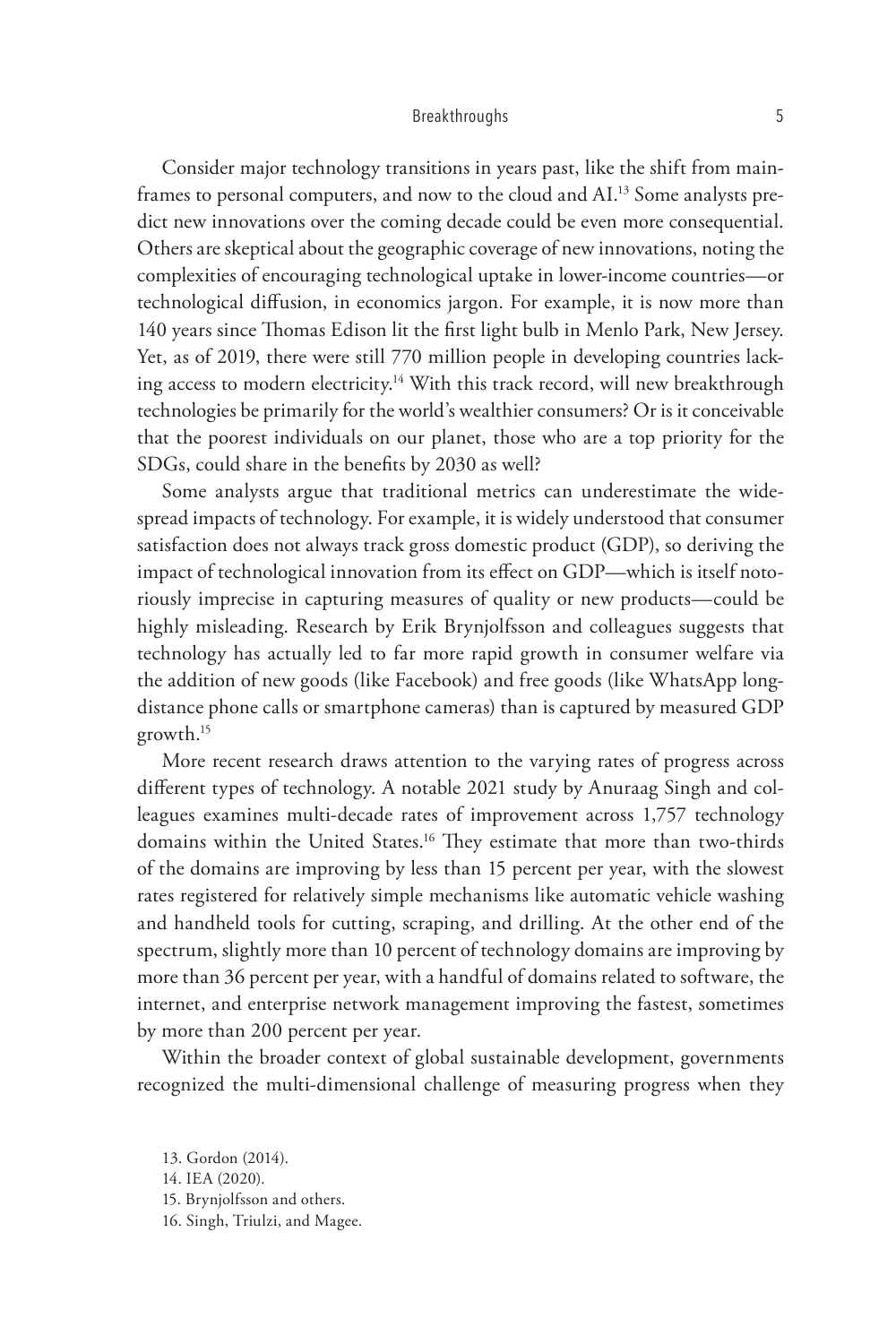Consider major technology transitions in years past, like the shift from mainframes to personal computers, and now to the cloud and AI.[13] Some analysts predict new innovations over the coming decade could be even more consequential. Others are skeptical about the geographic coverage of new innovations, noting the complexities of encouraging technological uptake in lower-income countries—or technological diffusion, in economics jargon. For example, it is now more than 140 years since Thomas Edison lit the first light bulb in Menlo Park, New Jersey. Yet, as of 2019, there were still 770 million people in developing countries lacking access to modern electricity.[14] With this track record, will new breakthrough technologies be primarily for the world's wealthier consumers? Or is it conceivable that the poorest individuals on our planet, those who are a top priority for the SDGs, could share in the benefits by 2030 as well?

Some analysts argue that traditional metrics can underestimate the widespread impacts of technology. For example, it is widely understood that consumer satisfaction does not always track gross domestic product (GDP), so deriving the impact of technological innovation from its effect on GDP—which is itself notoriously imprecise in capturing measures of quality or new products—could be highly misleading. Research by Erik Brynjolfsson and colleagues suggests that technology has actually led to far more rapid growth in consumer welfare via the addition of new goods (like Facebook) and free goods (like WhatsApp long-distance phone calls or smartphone cameras) than is captured by measured GDP growth.[15]

More recent research draws attention to the varying rates of progress across different types of technology. A notable 2021 study by Anuraag Singh and colleagues examines multi-decade rates of improvement across 1,757 technology domains within the United States.[16] They estimate that more than two-thirds of the domains are improving by less than 15 percent per year, with the slowest rates registered for relatively simple mechanisms like automatic vehicle washing and handheld tools for cutting, scraping, and drilling. At the other end of the spectrum, slightly more than 10 percent of technology domains are improving by more than 36 percent per year, with a handful of domains related to software, the internet, and enterprise network management improving the fastest, sometimes by more than 200 percent per year.

Within the broader context of global sustainable development, governments recognized the multi-dimensional challenge of measuring progress when they

13. Gordon (2014).
14. IEA (2020).
15. Brynjolfsson and others.
16. Singh, Triulzi, and Magee.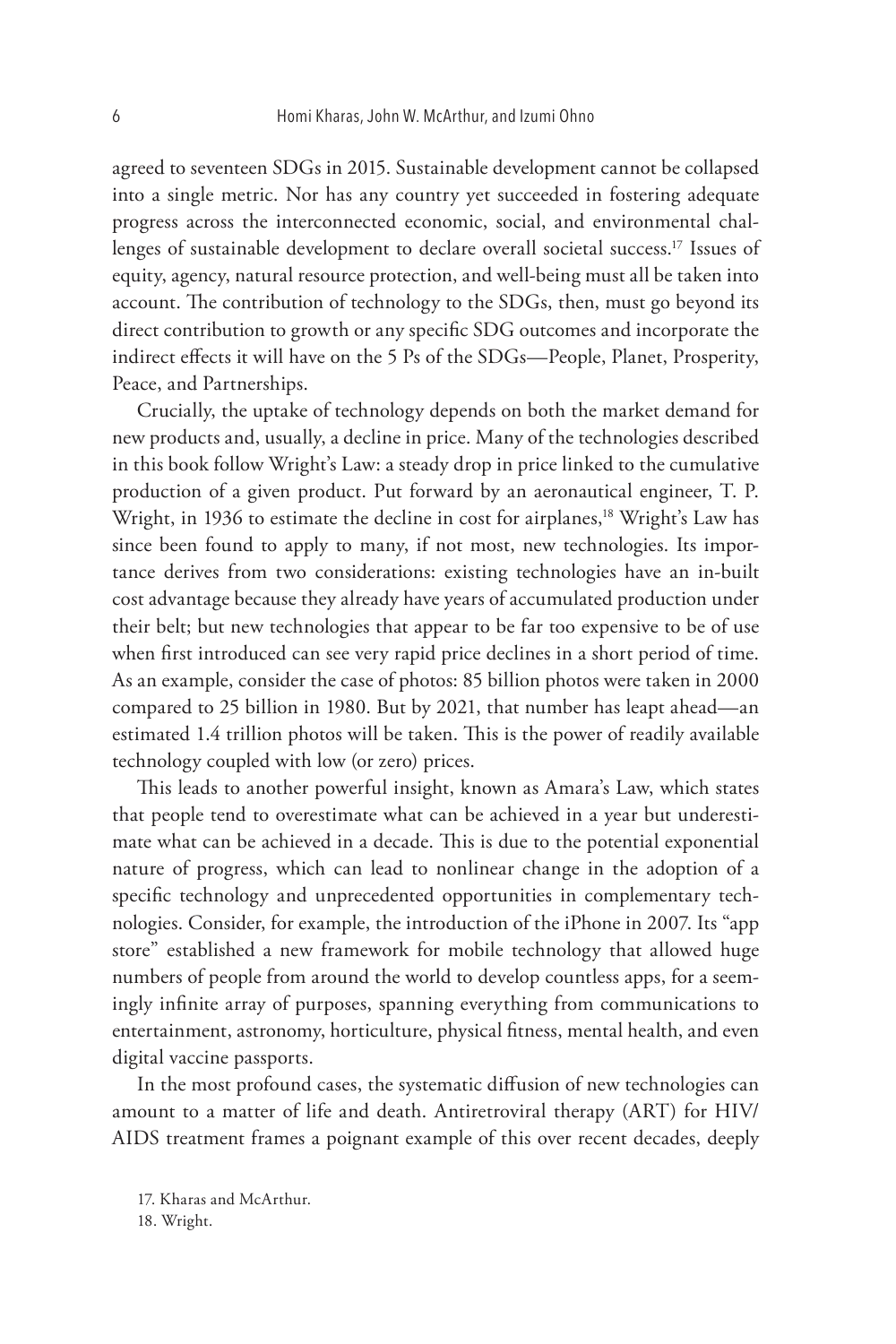agreed to seventeen SDGs in 2015. Sustainable development cannot be collapsed into a single metric. Nor has any country yet succeeded in fostering adequate progress across the interconnected economic, social, and environmental challenges of sustainable development to declare overall societal success.[17] Issues of equity, agency, natural resource protection, and well-being must all be taken into account. The contribution of technology to the SDGs, then, must go beyond its direct contribution to growth or any specific SDG outcomes and incorporate the indirect effects it will have on the 5 Ps of the SDGs—People, Planet, Prosperity, Peace, and Partnerships.

Crucially, the uptake of technology depends on both the market demand for new products and, usually, a decline in price. Many of the technologies described in this book follow Wright's Law: a steady drop in price linked to the cumulative production of a given product. Put forward by an aeronautical engineer, T. P. Wright, in 1936 to estimate the decline in cost for airplanes,[18] Wright's Law has since been found to apply to many, if not most, new technologies. Its importance derives from two considerations: existing technologies have an in-built cost advantage because they already have years of accumulated production under their belt; but new technologies that appear to be far too expensive to be of use when first introduced can see very rapid price declines in a short period of time. As an example, consider the case of photos: 85 billion photos were taken in 2000 compared to 25 billion in 1980. But by 2021, that number has leapt ahead—an estimated 1.4 trillion photos will be taken. This is the power of readily available technology coupled with low (or zero) prices.

This leads to another powerful insight, known as Amara's Law, which states that people tend to overestimate what can be achieved in a year but underestimate what can be achieved in a decade. This is due to the potential exponential nature of progress, which can lead to nonlinear change in the adoption of a specific technology and unprecedented opportunities in complementary technologies. Consider, for example, the introduction of the iPhone in 2007. Its "app store" established a new framework for mobile technology that allowed huge numbers of people from around the world to develop countless apps, for a seemingly infinite array of purposes, spanning everything from communications to entertainment, astronomy, horticulture, physical fitness, mental health, and even digital vaccine passports.

In the most profound cases, the systematic diffusion of new technologies can amount to a matter of life and death. Antiretroviral therapy (ART) for HIV/AIDS treatment frames a poignant example of this over recent decades, deeply

17. Kharas and McArthur.

18. Wright.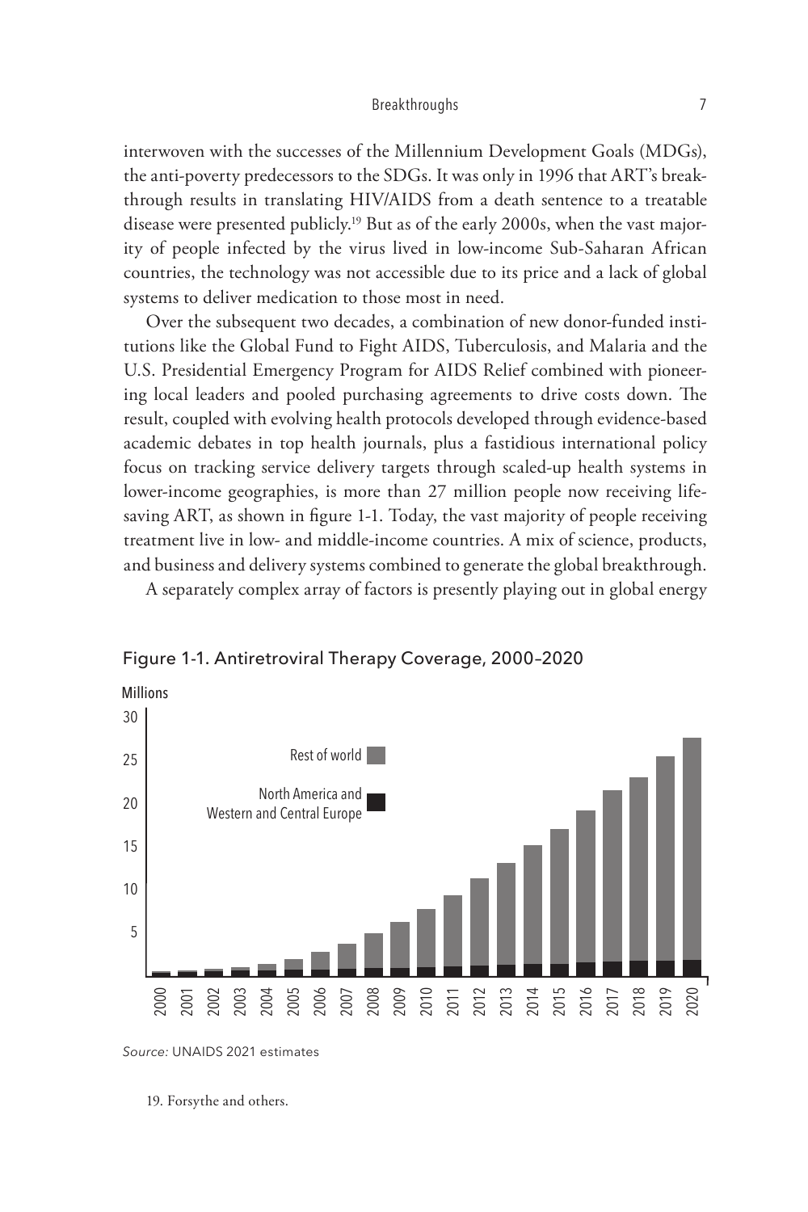interwoven with the successes of the Millennium Development Goals (MDGs), the anti-poverty predecessors to the SDGs. It was only in 1996 that ART's breakthrough results in translating HIV/AIDS from a death sentence to a treatable disease were presented publicly.[19] But as of the early 2000s, when the vast majority of people infected by the virus lived in low-income Sub-Saharan African countries, the technology was not accessible due to its price and a lack of global systems to deliver medication to those most in need.

Over the subsequent two decades, a combination of new donor-funded institutions like the Global Fund to Fight AIDS, Tuberculosis, and Malaria and the U.S. Presidential Emergency Program for AIDS Relief combined with pioneering local leaders and pooled purchasing agreements to drive costs down. The result, coupled with evolving health protocols developed through evidence-based academic debates in top health journals, plus a fastidious international policy focus on tracking service delivery targets through scaled-up health systems in lower-income geographies, is more than 27 million people now receiving lifesaving ART, as shown in figure 1-1. Today, the vast majority of people receiving treatment live in low- and middle-income countries. A mix of science, products, and business and delivery systems combined to generate the global breakthrough.

A separately complex array of factors is presently playing out in global energy

Figure 1-1. Antiretroviral Therapy Coverage, 2000–2020

Millions

30

25

20

15

10

5

Rest of world

North America and Western and Central Europe

2000 2001 2002 2003 2004 2005 2006 2007 2008 2009 2010 2011 2012 2013 2014 2015 2016 2017 2018 2019 2020

*Source:* UNAIDS 2021 estimates

19. Forsythe and others.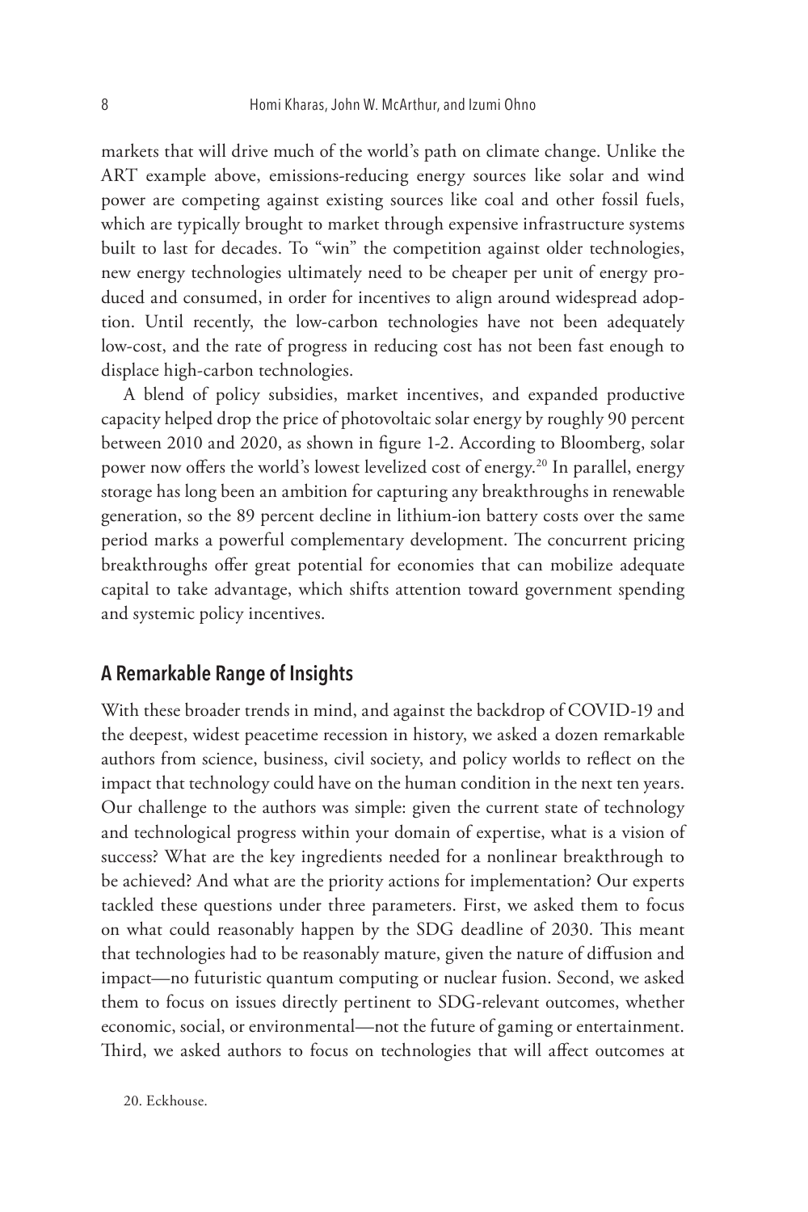markets that will drive much of the world's path on climate change. Unlike the ART example above, emissions-reducing energy sources like solar and wind power are competing against existing sources like coal and other fossil fuels, which are typically brought to market through expensive infrastructure systems built to last for decades. To "win" the competition against older technologies, new energy technologies ultimately need to be cheaper per unit of energy produced and consumed, in order for incentives to align around widespread adoption. Until recently, the low-carbon technologies have not been adequately low-cost, and the rate of progress in reducing cost has not been fast enough to displace high-carbon technologies.

A blend of policy subsidies, market incentives, and expanded productive capacity helped drop the price of photovoltaic solar energy by roughly 90 percent between 2010 and 2020, as shown in figure 1-2. According to Bloomberg, solar power now offers the world's lowest levelized cost of energy.[20] In parallel, energy storage has long been an ambition for capturing any breakthroughs in renewable generation, so the 89 percent decline in lithium-ion battery costs over the same period marks a powerful complementary development. The concurrent pricing breakthroughs offer great potential for economies that can mobilize adequate capital to take advantage, which shifts attention toward government spending and systemic policy incentives.

## A Remarkable Range of Insights

With these broader trends in mind, and against the backdrop of COVID-19 and the deepest, widest peacetime recession in history, we asked a dozen remarkable authors from science, business, civil society, and policy worlds to reflect on the impact that technology could have on the human condition in the next ten years. Our challenge to the authors was simple: given the current state of technology and technological progress within your domain of expertise, what is a vision of success? What are the key ingredients needed for a nonlinear breakthrough to be achieved? And what are the priority actions for implementation? Our experts tackled these questions under three parameters. First, we asked them to focus on what could reasonably happen by the SDG deadline of 2030. This meant that technologies had to be reasonably mature, given the nature of diffusion and impact—no futuristic quantum computing or nuclear fusion. Second, we asked them to focus on issues directly pertinent to SDG-relevant outcomes, whether economic, social, or environmental—not the future of gaming or entertainment. Third, we asked authors to focus on technologies that will affect outcomes at

20. Eckhouse.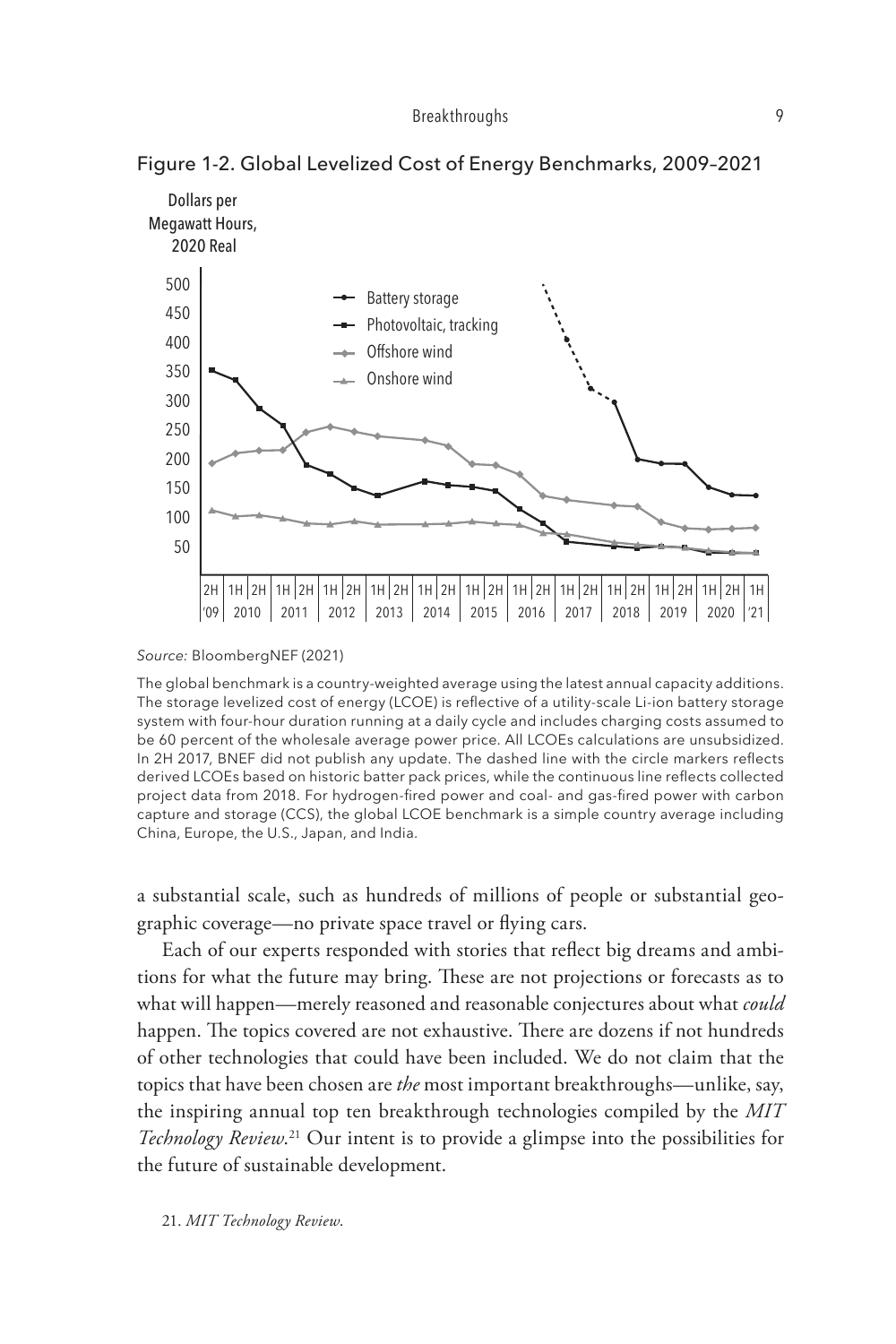Figure 1-2. Global Levelized Cost of Energy Benchmarks, 2009–2021

*Source:* BloombergNEF (2021)

The global benchmark is a country-weighted average using the latest annual capacity additions. The storage levelized cost of energy (LCOE) is reflective of a utility-scale Li-ion battery storage system with four-hour duration running at a daily cycle and includes charging costs assumed to be 60 percent of the wholesale average power price. All LCOEs calculations are unsubsidized. In 2H 2017, BNEF did not publish any update. The dashed line with the circle markers reflects derived LCOEs based on historic batter pack prices, while the continuous line reflects collected project data from 2018. For hydrogen-fired power and coal- and gas-fired power with carbon capture and storage (CCS), the global LCOE benchmark is a simple country average including China, Europe, the U.S., Japan, and India.

a substantial scale, such as hundreds of millions of people or substantial geographic coverage—no private space travel or flying cars.

Each of our experts responded with stories that reflect big dreams and ambitions for what the future may bring. These are not projections or forecasts as to what will happen—merely reasoned and reasonable conjectures about what *could* happen. The topics covered are not exhaustive. There are dozens if not hundreds of other technologies that could have been included. We do not claim that the topics that have been chosen are *the* most important breakthroughs—unlike, say, the inspiring annual top ten breakthrough technologies compiled by the *MIT Technology Review*.[21] Our intent is to provide a glimpse into the possibilities for the future of sustainable development.

21. *MIT Technology Review*.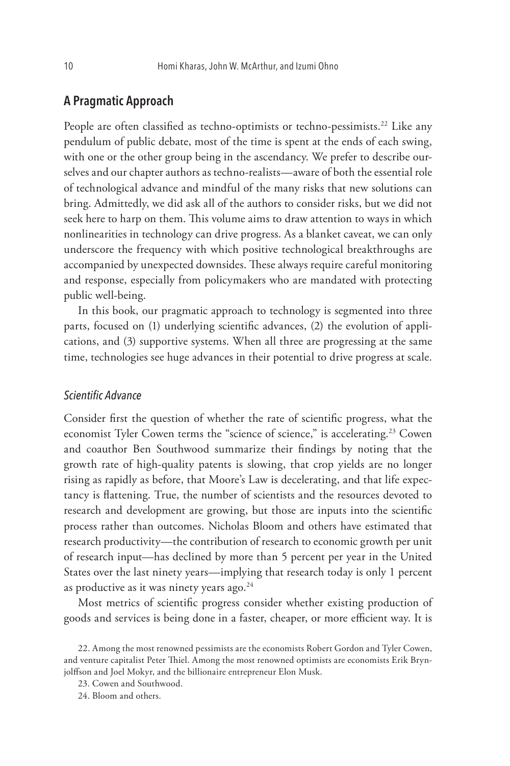## A Pragmatic Approach

People are often classified as techno-optimists or techno-pessimists.[22] Like any pendulum of public debate, most of the time is spent at the ends of each swing, with one or the other group being in the ascendancy. We prefer to describe ourselves and our chapter authors as techno-realists—aware of both the essential role of technological advance and mindful of the many risks that new solutions can bring. Admittedly, we did ask all of the authors to consider risks, but we did not seek here to harp on them. This volume aims to draw attention to ways in which nonlinearities in technology can drive progress. As a blanket caveat, we can only underscore the frequency with which positive technological breakthroughs are accompanied by unexpected downsides. These always require careful monitoring and response, especially from policymakers who are mandated with protecting public well-being.

In this book, our pragmatic approach to technology is segmented into three parts, focused on (1) underlying scientific advances, (2) the evolution of applications, and (3) supportive systems. When all three are progressing at the same time, technologies see huge advances in their potential to drive progress at scale.

### *Scientific Advance*

Consider first the question of whether the rate of scientific progress, what the economist Tyler Cowen terms the "science of science," is accelerating.[23] Cowen and coauthor Ben Southwood summarize their findings by noting that the growth rate of high-quality patents is slowing, that crop yields are no longer rising as rapidly as before, that Moore's Law is decelerating, and that life expectancy is flattening. True, the number of scientists and the resources devoted to research and development are growing, but those are inputs into the scientific process rather than outcomes. Nicholas Bloom and others have estimated that research productivity—the contribution of research to economic growth per unit of research input—has declined by more than 5 percent per year in the United States over the last ninety years—implying that research today is only 1 percent as productive as it was ninety years ago.[24]

Most metrics of scientific progress consider whether existing production of goods and services is being done in a faster, cheaper, or more efficient way. It is

22. Among the most renowned pessimists are the economists Robert Gordon and Tyler Cowen, and venture capitalist Peter Thiel. Among the most renowned optimists are economists Erik Brynjolfsson and Joel Mokyr, and the billionaire entrepreneur Elon Musk.

23. Cowen and Southwood.

24. Bloom and others.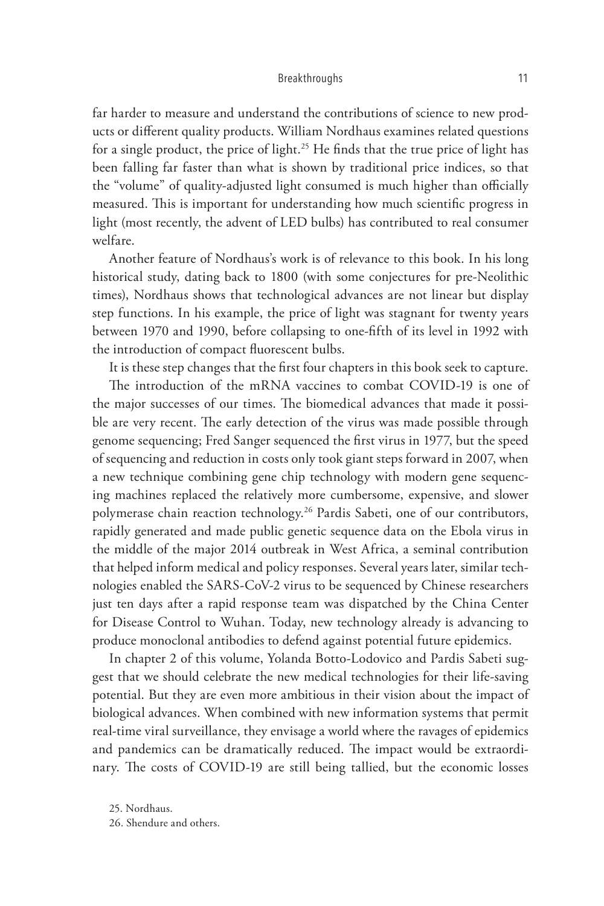far harder to measure and understand the contributions of science to new products or different quality products. William Nordhaus examines related questions for a single product, the price of light.[25] He finds that the true price of light has been falling far faster than what is shown by traditional price indices, so that the "volume" of quality-adjusted light consumed is much higher than officially measured. This is important for understanding how much scientific progress in light (most recently, the advent of LED bulbs) has contributed to real consumer welfare.

Another feature of Nordhaus's work is of relevance to this book. In his long historical study, dating back to 1800 (with some conjectures for pre-Neolithic times), Nordhaus shows that technological advances are not linear but display step functions. In his example, the price of light was stagnant for twenty years between 1970 and 1990, before collapsing to one-fifth of its level in 1992 with the introduction of compact fluorescent bulbs.

It is these step changes that the first four chapters in this book seek to capture.

The introduction of the mRNA vaccines to combat COVID-19 is one of the major successes of our times. The biomedical advances that made it possible are very recent. The early detection of the virus was made possible through genome sequencing; Fred Sanger sequenced the first virus in 1977, but the speed of sequencing and reduction in costs only took giant steps forward in 2007, when a new technique combining gene chip technology with modern gene sequencing machines replaced the relatively more cumbersome, expensive, and slower polymerase chain reaction technology.[26] Pardis Sabeti, one of our contributors, rapidly generated and made public genetic sequence data on the Ebola virus in the middle of the major 2014 outbreak in West Africa, a seminal contribution that helped inform medical and policy responses. Several years later, similar technologies enabled the SARS-CoV-2 virus to be sequenced by Chinese researchers just ten days after a rapid response team was dispatched by the China Center for Disease Control to Wuhan. Today, new technology already is advancing to produce monoclonal antibodies to defend against potential future epidemics.

In chapter 2 of this volume, Yolanda Botto-Lodovico and Pardis Sabeti suggest that we should celebrate the new medical technologies for their life-saving potential. But they are even more ambitious in their vision about the impact of biological advances. When combined with new information systems that permit real-time viral surveillance, they envisage a world where the ravages of epidemics and pandemics can be dramatically reduced. The impact would be extraordinary. The costs of COVID-19 are still being tallied, but the economic losses

25. Nordhaus.

26. Shendure and others.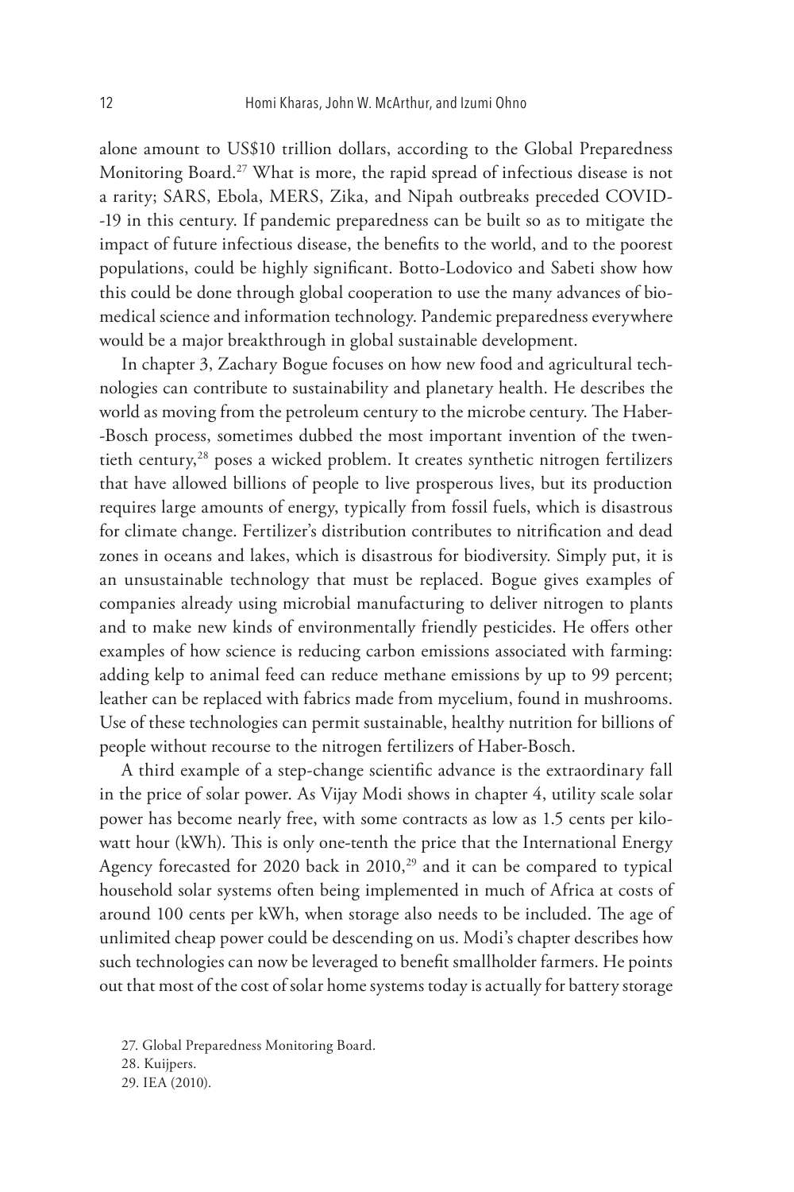alone amount to US$10 trillion dollars, according to the Global Preparedness Monitoring Board.[27] What is more, the rapid spread of infectious disease is not a rarity; SARS, Ebola, MERS, Zika, and Nipah outbreaks preceded COVID-19 in this century. If pandemic preparedness can be built so as to mitigate the impact of future infectious disease, the benefits to the world, and to the poorest populations, could be highly significant. Botto-Lodovico and Sabeti show how this could be done through global cooperation to use the many advances of biomedical science and information technology. Pandemic preparedness everywhere would be a major breakthrough in global sustainable development.

In chapter 3, Zachary Bogue focuses on how new food and agricultural technologies can contribute to sustainability and planetary health. He describes the world as moving from the petroleum century to the microbe century. The Haber-Bosch process, sometimes dubbed the most important invention of the twentieth century,[28] poses a wicked problem. It creates synthetic nitrogen fertilizers that have allowed billions of people to live prosperous lives, but its production requires large amounts of energy, typically from fossil fuels, which is disastrous for climate change. Fertilizer's distribution contributes to nitrification and dead zones in oceans and lakes, which is disastrous for biodiversity. Simply put, it is an unsustainable technology that must be replaced. Bogue gives examples of companies already using microbial manufacturing to deliver nitrogen to plants and to make new kinds of environmentally friendly pesticides. He offers other examples of how science is reducing carbon emissions associated with farming: adding kelp to animal feed can reduce methane emissions by up to 99 percent; leather can be replaced with fabrics made from mycelium, found in mushrooms. Use of these technologies can permit sustainable, healthy nutrition for billions of people without recourse to the nitrogen fertilizers of Haber-Bosch.

A third example of a step-change scientific advance is the extraordinary fall in the price of solar power. As Vijay Modi shows in chapter 4, utility scale solar power has become nearly free, with some contracts as low as 1.5 cents per kilowatt hour (kWh). This is only one-tenth the price that the International Energy Agency forecasted for 2020 back in 2010,[29] and it can be compared to typical household solar systems often being implemented in much of Africa at costs of around 100 cents per kWh, when storage also needs to be included. The age of unlimited cheap power could be descending on us. Modi's chapter describes how such technologies can now be leveraged to benefit smallholder farmers. He points out that most of the cost of solar home systems today is actually for battery storage

27. Global Preparedness Monitoring Board.

28. Kuijpers.

29. IEA (2010).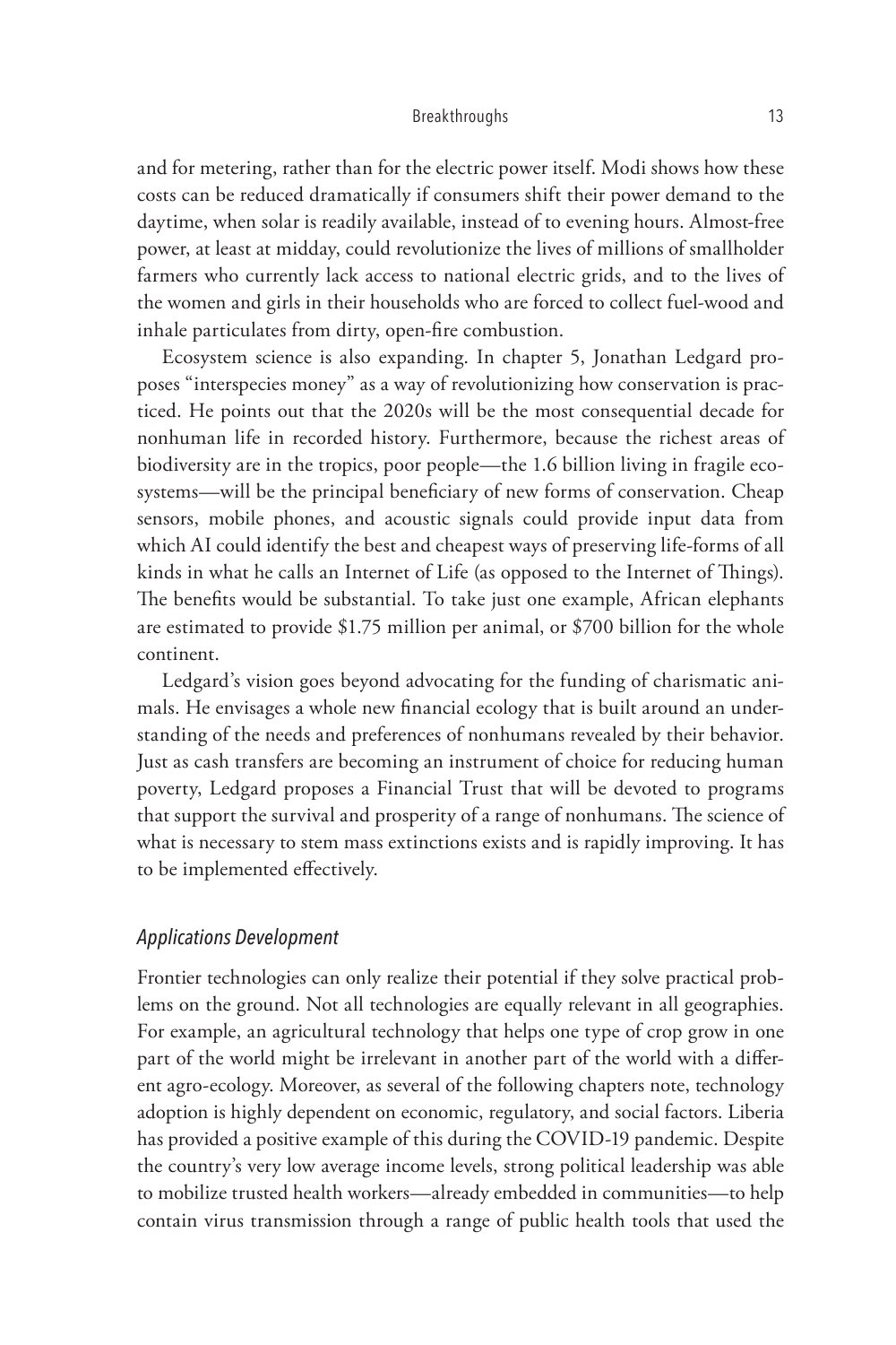and for metering, rather than for the electric power itself. Modi shows how these costs can be reduced dramatically if consumers shift their power demand to the daytime, when solar is readily available, instead of to evening hours. Almost-free power, at least at midday, could revolutionize the lives of millions of smallholder farmers who currently lack access to national electric grids, and to the lives of the women and girls in their households who are forced to collect fuel-wood and inhale particulates from dirty, open-fire combustion.

Ecosystem science is also expanding. In chapter 5, Jonathan Ledgard proposes "interspecies money" as a way of revolutionizing how conservation is practiced. He points out that the 2020s will be the most consequential decade for nonhuman life in recorded history. Furthermore, because the richest areas of biodiversity are in the tropics, poor people—the 1.6 billion living in fragile ecosystems—will be the principal beneficiary of new forms of conservation. Cheap sensors, mobile phones, and acoustic signals could provide input data from which AI could identify the best and cheapest ways of preserving life-forms of all kinds in what he calls an Internet of Life (as opposed to the Internet of Things). The benefits would be substantial. To take just one example, African elephants are estimated to provide $1.75 million per animal, or $700 billion for the whole continent.

Ledgard's vision goes beyond advocating for the funding of charismatic animals. He envisages a whole new financial ecology that is built around an understanding of the needs and preferences of nonhumans revealed by their behavior. Just as cash transfers are becoming an instrument of choice for reducing human poverty, Ledgard proposes a Financial Trust that will be devoted to programs that support the survival and prosperity of a range of nonhumans. The science of what is necessary to stem mass extinctions exists and is rapidly improving. It has to be implemented effectively.

### *Applications Development*

Frontier technologies can only realize their potential if they solve practical problems on the ground. Not all technologies are equally relevant in all geographies. For example, an agricultural technology that helps one type of crop grow in one part of the world might be irrelevant in another part of the world with a different agro-ecology. Moreover, as several of the following chapters note, technology adoption is highly dependent on economic, regulatory, and social factors. Liberia has provided a positive example of this during the COVID-19 pandemic. Despite the country's very low average income levels, strong political leadership was able to mobilize trusted health workers—already embedded in communities—to help contain virus transmission through a range of public health tools that used the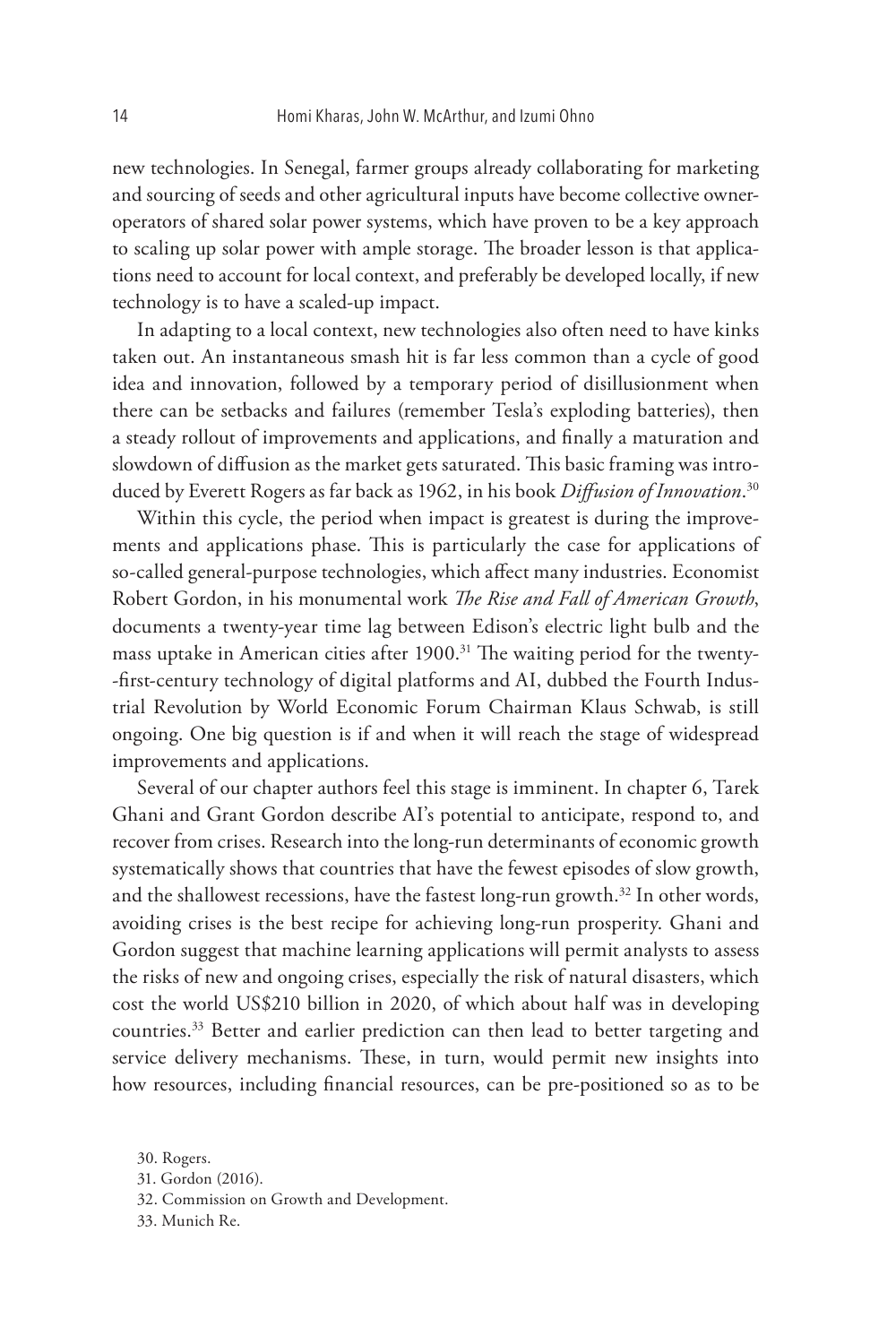new technologies. In Senegal, farmer groups already collaborating for marketing and sourcing of seeds and other agricultural inputs have become collective owner-operators of shared solar power systems, which have proven to be a key approach to scaling up solar power with ample storage. The broader lesson is that applications need to account for local context, and preferably be developed locally, if new technology is to have a scaled-up impact.

In adapting to a local context, new technologies also often need to have kinks taken out. An instantaneous smash hit is far less common than a cycle of good idea and innovation, followed by a temporary period of disillusionment when there can be setbacks and failures (remember Tesla's exploding batteries), then a steady rollout of improvements and applications, and finally a maturation and slowdown of diffusion as the market gets saturated. This basic framing was introduced by Everett Rogers as far back as 1962, in his book *Diffusion of Innovation*.[30]

Within this cycle, the period when impact is greatest is during the improvements and applications phase. This is particularly the case for applications of so-called general-purpose technologies, which affect many industries. Economist Robert Gordon, in his monumental work *The Rise and Fall of American Growth*, documents a twenty-year time lag between Edison's electric light bulb and the mass uptake in American cities after 1900.[31] The waiting period for the twenty-first-century technology of digital platforms and AI, dubbed the Fourth Industrial Revolution by World Economic Forum Chairman Klaus Schwab, is still ongoing. One big question is if and when it will reach the stage of widespread improvements and applications.

Several of our chapter authors feel this stage is imminent. In chapter 6, Tarek Ghani and Grant Gordon describe AI's potential to anticipate, respond to, and recover from crises. Research into the long-run determinants of economic growth systematically shows that countries that have the fewest episodes of slow growth, and the shallowest recessions, have the fastest long-run growth.[32] In other words, avoiding crises is the best recipe for achieving long-run prosperity. Ghani and Gordon suggest that machine learning applications will permit analysts to assess the risks of new and ongoing crises, especially the risk of natural disasters, which cost the world US$210 billion in 2020, of which about half was in developing countries.[33] Better and earlier prediction can then lead to better targeting and service delivery mechanisms. These, in turn, would permit new insights into how resources, including financial resources, can be pre-positioned so as to be

30. Rogers.

31. Gordon (2016).

32. Commission on Growth and Development.

33. Munich Re.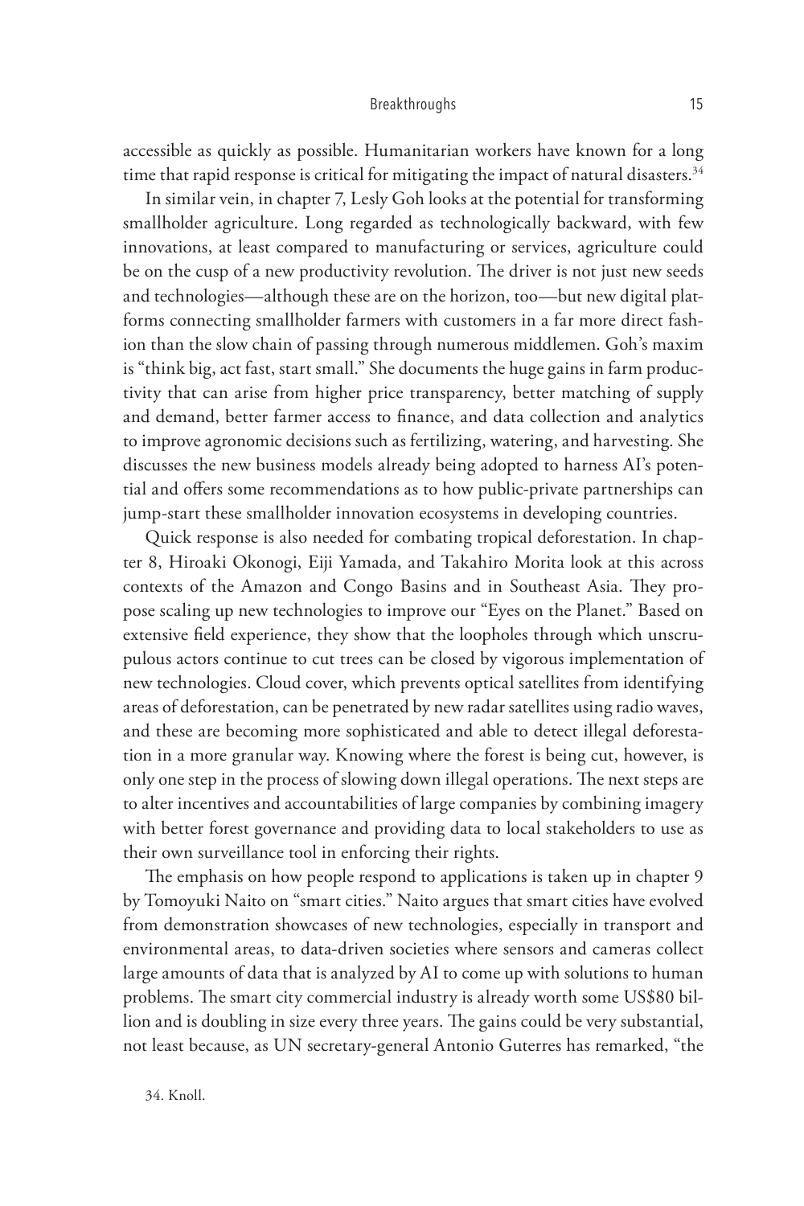accessible as quickly as possible. Humanitarian workers have known for a long time that rapid response is critical for mitigating the impact of natural disasters.[34]

In similar vein, in chapter 7, Lesly Goh looks at the potential for transforming smallholder agriculture. Long regarded as technologically backward, with few innovations, at least compared to manufacturing or services, agriculture could be on the cusp of a new productivity revolution. The driver is not just new seeds and technologies—although these are on the horizon, too—but new digital platforms connecting smallholder farmers with customers in a far more direct fashion than the slow chain of passing through numerous middlemen. Goh's maxim is "think big, act fast, start small." She documents the huge gains in farm productivity that can arise from higher price transparency, better matching of supply and demand, better farmer access to finance, and data collection and analytics to improve agronomic decisions such as fertilizing, watering, and harvesting. She discusses the new business models already being adopted to harness AI's potential and offers some recommendations as to how public-private partnerships can jump-start these smallholder innovation ecosystems in developing countries.

Quick response is also needed for combating tropical deforestation. In chapter 8, Hiroaki Okonogi, Eiji Yamada, and Takahiro Morita look at this across contexts of the Amazon and Congo Basins and in Southeast Asia. They propose scaling up new technologies to improve our "Eyes on the Planet." Based on extensive field experience, they show that the loopholes through which unscrupulous actors continue to cut trees can be closed by vigorous implementation of new technologies. Cloud cover, which prevents optical satellites from identifying areas of deforestation, can be penetrated by new radar satellites using radio waves, and these are becoming more sophisticated and able to detect illegal deforestation in a more granular way. Knowing where the forest is being cut, however, is only one step in the process of slowing down illegal operations. The next steps are to alter incentives and accountabilities of large companies by combining imagery with better forest governance and providing data to local stakeholders to use as their own surveillance tool in enforcing their rights.

The emphasis on how people respond to applications is taken up in chapter 9 by Tomoyuki Naito on "smart cities." Naito argues that smart cities have evolved from demonstration showcases of new technologies, especially in transport and environmental areas, to data-driven societies where sensors and cameras collect large amounts of data that is analyzed by AI to come up with solutions to human problems. The smart city commercial industry is already worth some US$80 billion and is doubling in size every three years. The gains could be very substantial, not least because, as UN secretary-general Antonio Guterres has remarked, "the

34. Knoll.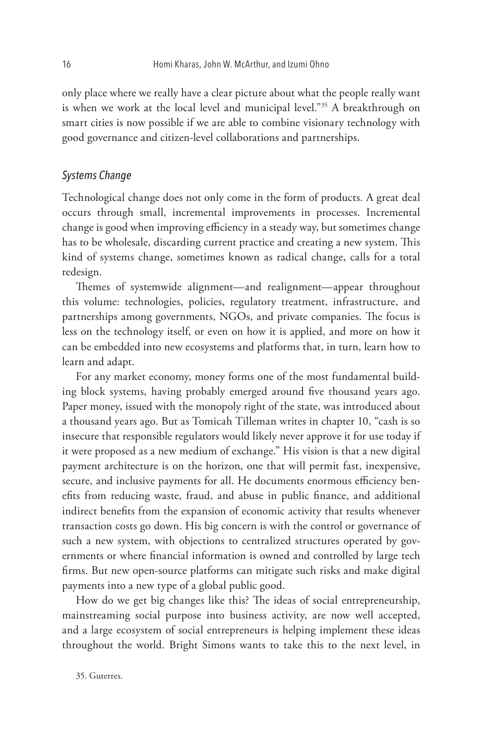only place where we really have a clear picture about what the people really want is when we work at the local level and municipal level."[35] A breakthrough on smart cities is now possible if we are able to combine visionary technology with good governance and citizen-level collaborations and partnerships.

### *Systems Change*

Technological change does not only come in the form of products. A great deal occurs through small, incremental improvements in processes. Incremental change is good when improving efficiency in a steady way, but sometimes change has to be wholesale, discarding current practice and creating a new system. This kind of systems change, sometimes known as radical change, calls for a total redesign.

Themes of systemwide alignment—and realignment—appear throughout this volume: technologies, policies, regulatory treatment, infrastructure, and partnerships among governments, NGOs, and private companies. The focus is less on the technology itself, or even on how it is applied, and more on how it can be embedded into new ecosystems and platforms that, in turn, learn how to learn and adapt.

For any market economy, money forms one of the most fundamental building block systems, having probably emerged around five thousand years ago. Paper money, issued with the monopoly right of the state, was introduced about a thousand years ago. But as Tomicah Tilleman writes in chapter 10, "cash is so insecure that responsible regulators would likely never approve it for use today if it were proposed as a new medium of exchange." His vision is that a new digital payment architecture is on the horizon, one that will permit fast, inexpensive, secure, and inclusive payments for all. He documents enormous efficiency benefits from reducing waste, fraud, and abuse in public finance, and additional indirect benefits from the expansion of economic activity that results whenever transaction costs go down. His big concern is with the control or governance of such a new system, with objections to centralized structures operated by governments or where financial information is owned and controlled by large tech firms. But new open-source platforms can mitigate such risks and make digital payments into a new type of a global public good.

How do we get big changes like this? The ideas of social entrepreneurship, mainstreaming social purpose into business activity, are now well accepted, and a large ecosystem of social entrepreneurs is helping implement these ideas throughout the world. Bright Simons wants to take this to the next level, in

35. Guterres.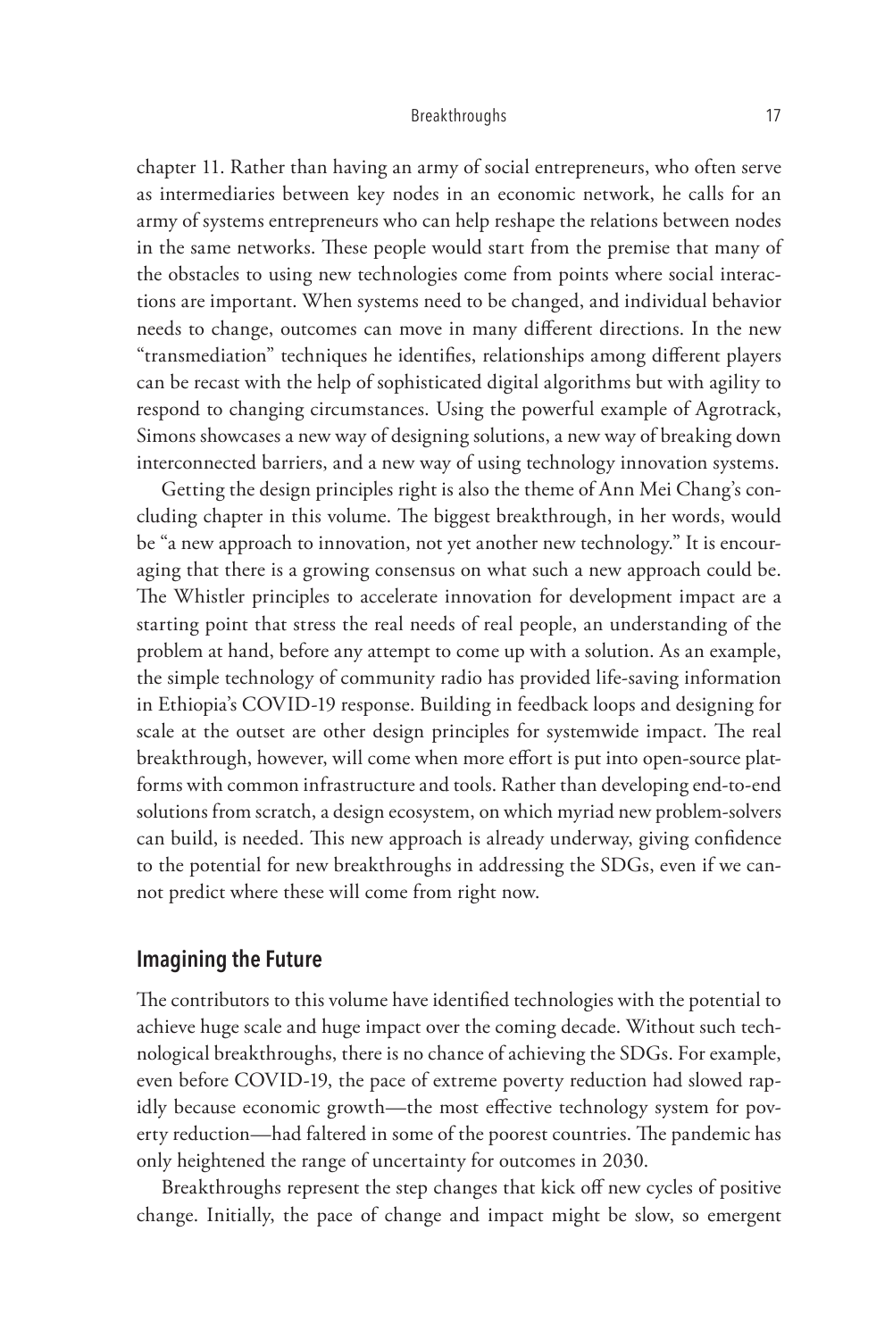chapter 11. Rather than having an army of social entrepreneurs, who often serve as intermediaries between key nodes in an economic network, he calls for an army of systems entrepreneurs who can help reshape the relations between nodes in the same networks. These people would start from the premise that many of the obstacles to using new technologies come from points where social interactions are important. When systems need to be changed, and individual behavior needs to change, outcomes can move in many different directions. In the new "transmediation" techniques he identifies, relationships among different players can be recast with the help of sophisticated digital algorithms but with agility to respond to changing circumstances. Using the powerful example of Agrotrack, Simons showcases a new way of designing solutions, a new way of breaking down interconnected barriers, and a new way of using technology innovation systems.

Getting the design principles right is also the theme of Ann Mei Chang's concluding chapter in this volume. The biggest breakthrough, in her words, would be "a new approach to innovation, not yet another new technology." It is encouraging that there is a growing consensus on what such a new approach could be. The Whistler principles to accelerate innovation for development impact are a starting point that stress the real needs of real people, an understanding of the problem at hand, before any attempt to come up with a solution. As an example, the simple technology of community radio has provided life-saving information in Ethiopia's COVID-19 response. Building in feedback loops and designing for scale at the outset are other design principles for systemwide impact. The real breakthrough, however, will come when more effort is put into open-source platforms with common infrastructure and tools. Rather than developing end-to-end solutions from scratch, a design ecosystem, on which myriad new problem-solvers can build, is needed. This new approach is already underway, giving confidence to the potential for new breakthroughs in addressing the SDGs, even if we cannot predict where these will come from right now.

## Imagining the Future

The contributors to this volume have identified technologies with the potential to achieve huge scale and huge impact over the coming decade. Without such technological breakthroughs, there is no chance of achieving the SDGs. For example, even before COVID-19, the pace of extreme poverty reduction had slowed rapidly because economic growth—the most effective technology system for poverty reduction—had faltered in some of the poorest countries. The pandemic has only heightened the range of uncertainty for outcomes in 2030.

Breakthroughs represent the step changes that kick off new cycles of positive change. Initially, the pace of change and impact might be slow, so emergent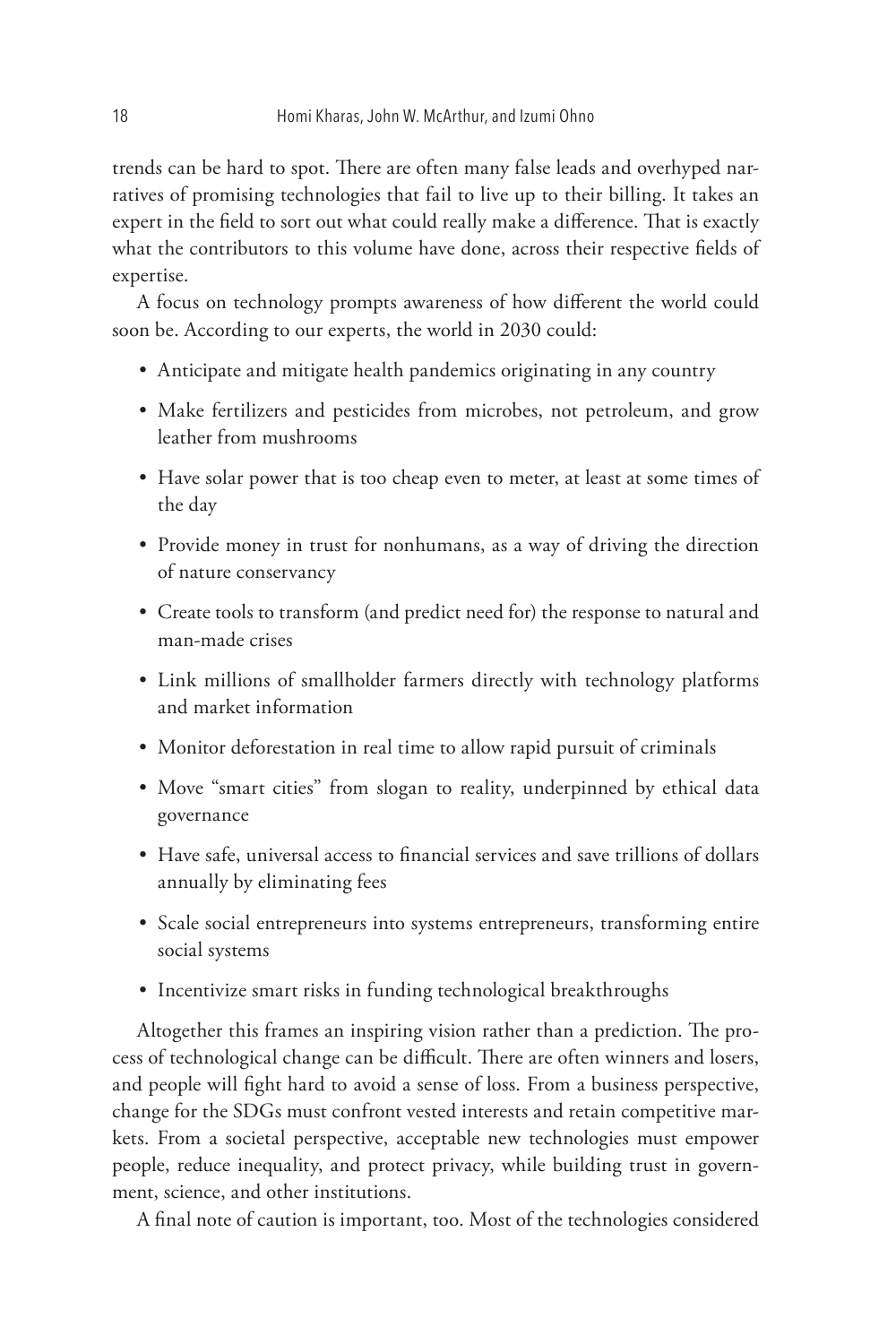trends can be hard to spot. There are often many false leads and overhyped narratives of promising technologies that fail to live up to their billing. It takes an expert in the field to sort out what could really make a difference. That is exactly what the contributors to this volume have done, across their respective fields of expertise.

A focus on technology prompts awareness of how different the world could soon be. According to our experts, the world in 2030 could:

- Anticipate and mitigate health pandemics originating in any country
- Make fertilizers and pesticides from microbes, not petroleum, and grow leather from mushrooms
- Have solar power that is too cheap even to meter, at least at some times of the day
- Provide money in trust for nonhumans, as a way of driving the direction of nature conservancy
- Create tools to transform (and predict need for) the response to natural and man-made crises
- Link millions of smallholder farmers directly with technology platforms and market information
- Monitor deforestation in real time to allow rapid pursuit of criminals
- Move "smart cities" from slogan to reality, underpinned by ethical data governance
- Have safe, universal access to financial services and save trillions of dollars annually by eliminating fees
- Scale social entrepreneurs into systems entrepreneurs, transforming entire social systems
- Incentivize smart risks in funding technological breakthroughs

Altogether this frames an inspiring vision rather than a prediction. The process of technological change can be difficult. There are often winners and losers, and people will fight hard to avoid a sense of loss. From a business perspective, change for the SDGs must confront vested interests and retain competitive markets. From a societal perspective, acceptable new technologies must empower people, reduce inequality, and protect privacy, while building trust in government, science, and other institutions.

A final note of caution is important, too. Most of the technologies considered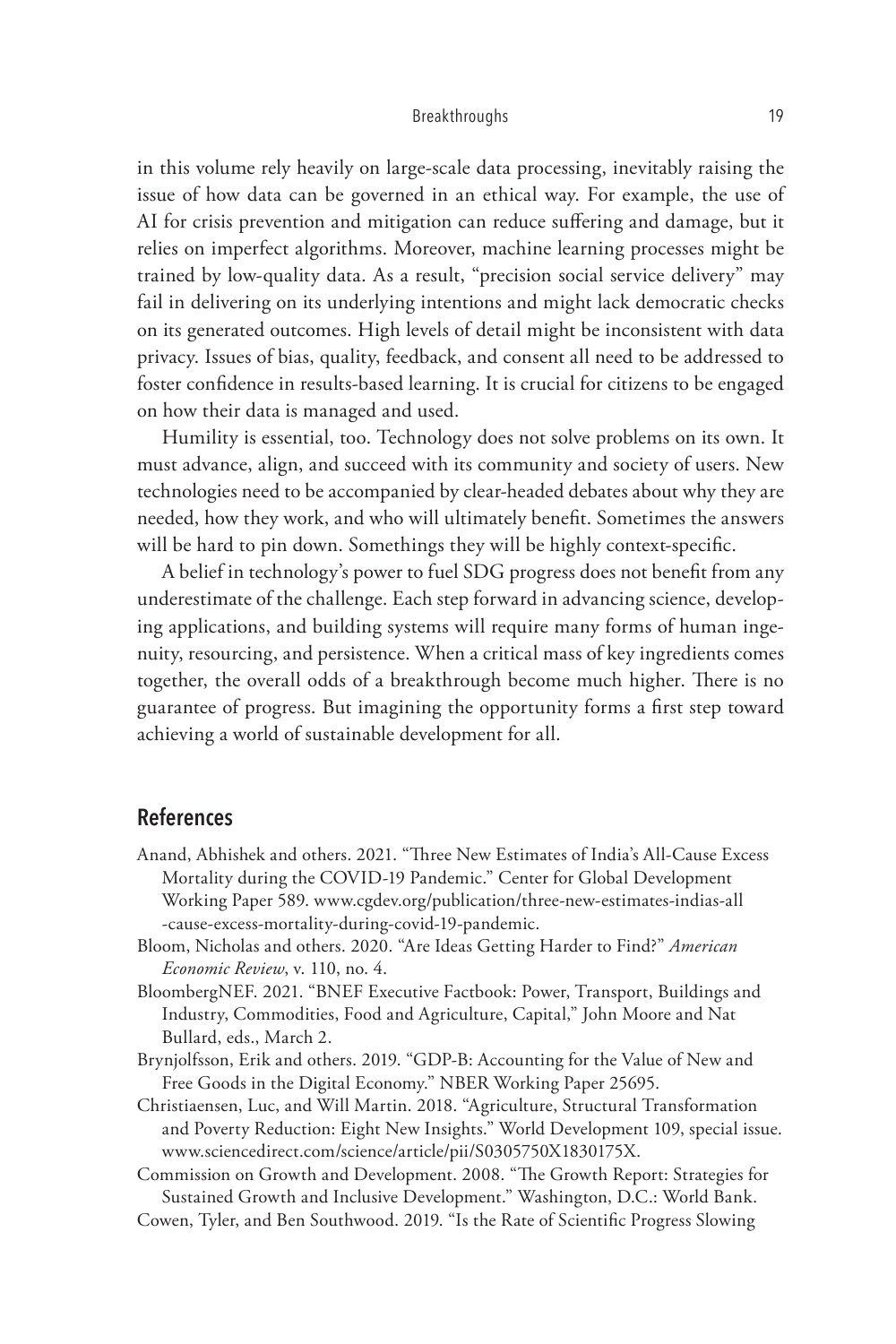in this volume rely heavily on large-scale data processing, inevitably raising the issue of how data can be governed in an ethical way. For example, the use of AI for crisis prevention and mitigation can reduce suffering and damage, but it relies on imperfect algorithms. Moreover, machine learning processes might be trained by low-quality data. As a result, "precision social service delivery" may fail in delivering on its underlying intentions and might lack democratic checks on its generated outcomes. High levels of detail might be inconsistent with data privacy. Issues of bias, quality, feedback, and consent all need to be addressed to foster confidence in results-based learning. It is crucial for citizens to be engaged on how their data is managed and used.

Humility is essential, too. Technology does not solve problems on its own. It must advance, align, and succeed with its community and society of users. New technologies need to be accompanied by clear-headed debates about why they are needed, how they work, and who will ultimately benefit. Sometimes the answers will be hard to pin down. Somethings they will be highly context-specific.

A belief in technology's power to fuel SDG progress does not benefit from any underestimate of the challenge. Each step forward in advancing science, developing applications, and building systems will require many forms of human ingenuity, resourcing, and persistence. When a critical mass of key ingredients comes together, the overall odds of a breakthrough become much higher. There is no guarantee of progress. But imagining the opportunity forms a first step toward achieving a world of sustainable development for all.

## References

Anand, Abhishek and others. 2021. "Three New Estimates of India's All-Cause Excess Mortality during the COVID-19 Pandemic." Center for Global Development Working Paper 589. www.cgdev.org/publication/three-new-estimates-indias-all-cause-excess-mortality-during-covid-19-pandemic.

Bloom, Nicholas and others. 2020. "Are Ideas Getting Harder to Find?" *American Economic Review*, v. 110, no. 4.

BloombergNEF. 2021. "BNEF Executive Factbook: Power, Transport, Buildings and Industry, Commodities, Food and Agriculture, Capital," John Moore and Nat Bullard, eds., March 2.

Brynjolfsson, Erik and others. 2019. "GDP-B: Accounting for the Value of New and Free Goods in the Digital Economy." NBER Working Paper 25695.

Christiaensen, Luc, and Will Martin. 2018. "Agriculture, Structural Transformation and Poverty Reduction: Eight New Insights." World Development 109, special issue. www.sciencedirect.com/science/article/pii/S0305750X1830175X.

Commission on Growth and Development. 2008. "The Growth Report: Strategies for Sustained Growth and Inclusive Development." Washington, D.C.: World Bank.

Cowen, Tyler, and Ben Southwood. 2019. "Is the Rate of Scientific Progress Slowing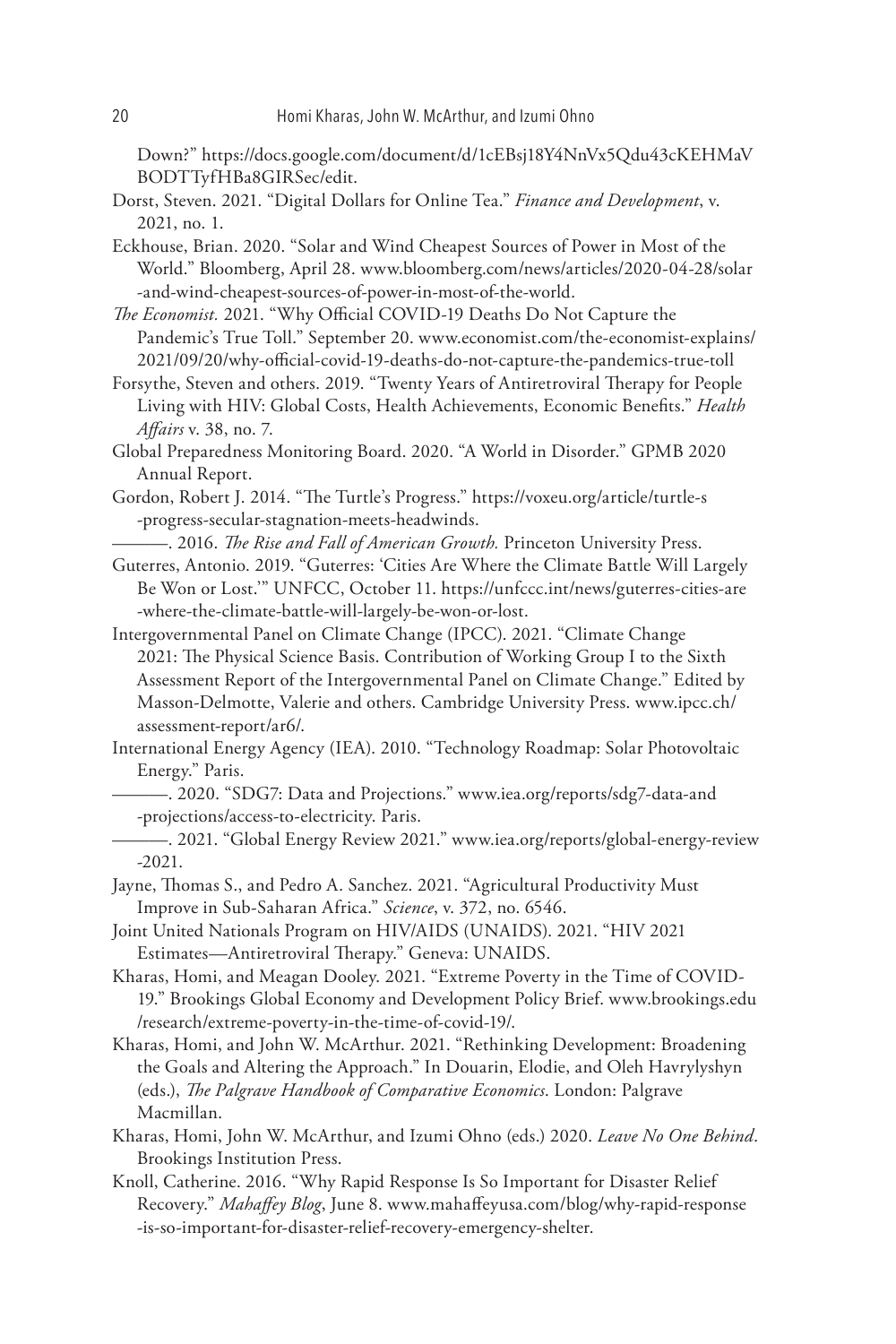Down?" https://docs.google.com/document/d/1cEBsj18Y4NnVx5Qdu43cKEHMaVBODTTyfHBa8GIRSec/edit.

Dorst, Steven. 2021. "Digital Dollars for Online Tea." *Finance and Development*, v. 2021, no. 1.

Eckhouse, Brian. 2020. "Solar and Wind Cheapest Sources of Power in Most of the World." Bloomberg, April 28. www.bloomberg.com/news/articles/2020-04-28/solar-and-wind-cheapest-sources-of-power-in-most-of-the-world.

*The Economist.* 2021. "Why Official COVID-19 Deaths Do Not Capture the Pandemic's True Toll." September 20. www.economist.com/the-economist-explains/2021/09/20/why-official-covid-19-deaths-do-not-capture-the-pandemics-true-toll

Forsythe, Steven and others. 2019. "Twenty Years of Antiretroviral Therapy for People Living with HIV: Global Costs, Health Achievements, Economic Benefits." *Health Affairs* v. 38, no. 7.

Global Preparedness Monitoring Board. 2020. "A World in Disorder." GPMB 2020 Annual Report.

Gordon, Robert J. 2014. "The Turtle's Progress." https://voxeu.org/article/turtle-s-progress-secular-stagnation-meets-headwinds.

———. 2016. *The Rise and Fall of American Growth.* Princeton University Press.

Guterres, Antonio. 2019. "Guterres: 'Cities Are Where the Climate Battle Will Largely Be Won or Lost.'" UNFCC, October 11. https://unfccc.int/news/guterres-cities-are-where-the-climate-battle-will-largely-be-won-or-lost.

Intergovernmental Panel on Climate Change (IPCC). 2021. "Climate Change 2021: The Physical Science Basis. Contribution of Working Group I to the Sixth Assessment Report of the Intergovernmental Panel on Climate Change." Edited by Masson-Delmotte, Valerie and others. Cambridge University Press. www.ipcc.ch/assessment-report/ar6/.

International Energy Agency (IEA). 2010. "Technology Roadmap: Solar Photovoltaic Energy." Paris.

———. 2020. "SDG7: Data and Projections." www.iea.org/reports/sdg7-data-and-projections/access-to-electricity. Paris.

———. 2021. "Global Energy Review 2021." www.iea.org/reports/global-energy-review-2021.

Jayne, Thomas S., and Pedro A. Sanchez. 2021. "Agricultural Productivity Must Improve in Sub-Saharan Africa." *Science*, v. 372, no. 6546.

Joint United Nationals Program on HIV/AIDS (UNAIDS). 2021. "HIV 2021 Estimates—Antiretroviral Therapy." Geneva: UNAIDS.

Kharas, Homi, and Meagan Dooley. 2021. "Extreme Poverty in the Time of COVID-19." Brookings Global Economy and Development Policy Brief. www.brookings.edu/research/extreme-poverty-in-the-time-of-covid-19/.

Kharas, Homi, and John W. McArthur. 2021. "Rethinking Development: Broadening the Goals and Altering the Approach." In Douarin, Elodie, and Oleh Havrylyshyn (eds.), *The Palgrave Handbook of Comparative Economics*. London: Palgrave Macmillan.

Kharas, Homi, John W. McArthur, and Izumi Ohno (eds.) 2020. *Leave No One Behind*. Brookings Institution Press.

Knoll, Catherine. 2016. "Why Rapid Response Is So Important for Disaster Relief Recovery." *Mahaffey Blog*, June 8. www.mahaffeyusa.com/blog/why-rapid-response-is-so-important-for-disaster-relief-recovery-emergency-shelter.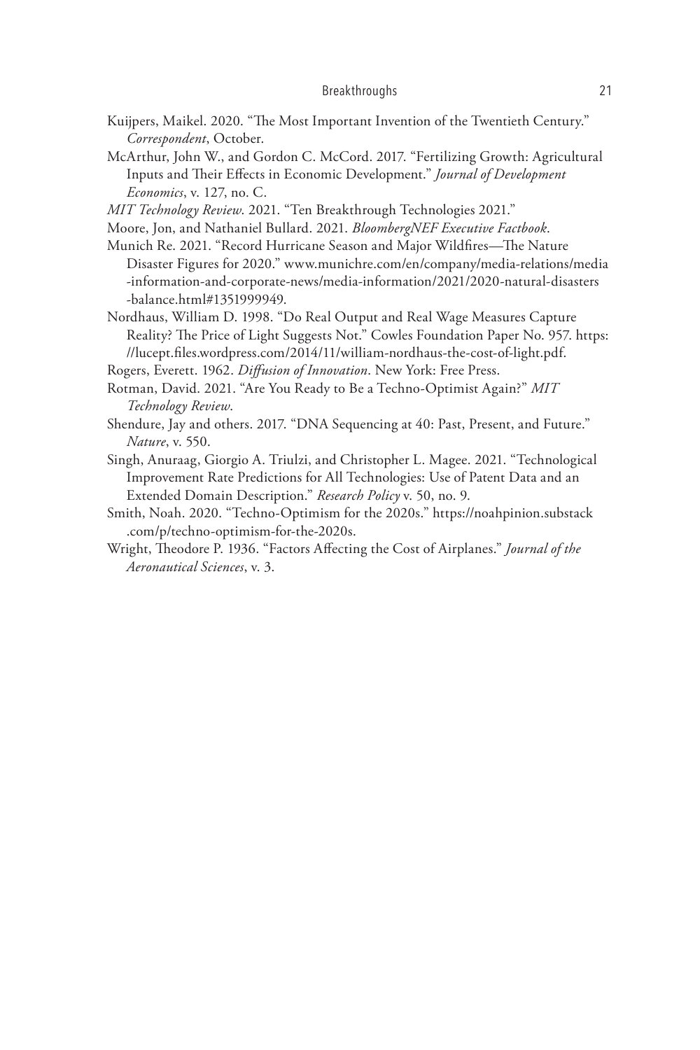Kuijpers, Maikel. 2020. "The Most Important Invention of the Twentieth Century." *Correspondent*, October.

McArthur, John W., and Gordon C. McCord. 2017. "Fertilizing Growth: Agricultural Inputs and Their Effects in Economic Development." *Journal of Development Economics*, v. 127, no. C.

*MIT Technology Review*. 2021. "Ten Breakthrough Technologies 2021."

Moore, Jon, and Nathaniel Bullard. 2021. *BloombergNEF Executive Factbook*.

Munich Re. 2021. "Record Hurricane Season and Major Wildfires—The Nature Disaster Figures for 2020." www.munichre.com/en/company/media-relations/media-information-and-corporate-news/media-information/2021/2020-natural-disasters-balance.html#1351999949.

Nordhaus, William D. 1998. "Do Real Output and Real Wage Measures Capture Reality? The Price of Light Suggests Not." Cowles Foundation Paper No. 957. https://lucept.files.wordpress.com/2014/11/william-nordhaus-the-cost-of-light.pdf.

Rogers, Everett. 1962. *Diffusion of Innovation*. New York: Free Press.

Rotman, David. 2021. "Are You Ready to Be a Techno-Optimist Again?" *MIT Technology Review*.

Shendure, Jay and others. 2017. "DNA Sequencing at 40: Past, Present, and Future." *Nature*, v. 550.

Singh, Anuraag, Giorgio A. Triulzi, and Christopher L. Magee. 2021. "Technological Improvement Rate Predictions for All Technologies: Use of Patent Data and an Extended Domain Description." *Research Policy* v. 50, no. 9.

Smith, Noah. 2020. "Techno-Optimism for the 2020s." https://noahpinion.substack.com/p/techno-optimism-for-the-2020s.

Wright, Theodore P. 1936. "Factors Affecting the Cost of Airplanes." *Journal of the Aeronautical Sciences*, v. 3.